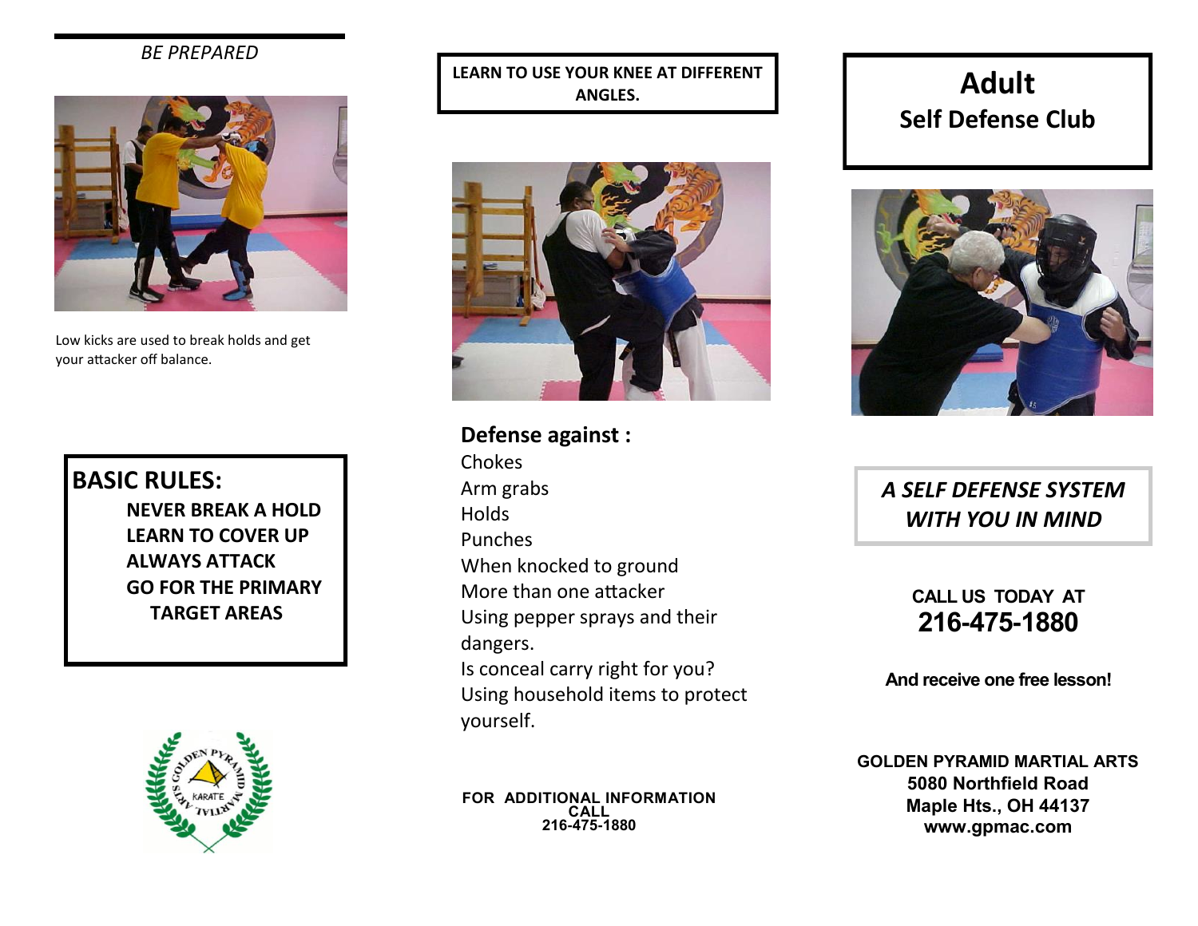*BE PREPARED*

Low kicks are used to break holds and get your attacker off balance.

## BASIC RULES:

**NEVER BREAK A HOLD**
**LEARN TO COVER UP**
**ALWAYS ATTACK**
**GO FOR THE PRIMARY TARGET AREAS**

**LEARN TO USE YOUR KNEE AT DIFFERENT ANGLES.**

**Defense against :**

Chokes
Arm grabs
Holds
Punches
When knocked to ground
More than one attacker
Using pepper sprays and their dangers.
Is conceal carry right for you?
Using household items to protect yourself.

**FOR ADDITIONAL INFORMATION CALL**
**216-475-1880**

# Adult
## Self Defense Club

***A SELF DEFENSE SYSTEM WITH YOU IN MIND***

**CALL US TODAY AT**
**216-475-1880**

**And receive one free lesson!**

**GOLDEN PYRAMID MARTIAL ARTS**
**5080 Northfield Road**
**Maple Hts., OH 44137**
**www.gpmac.com**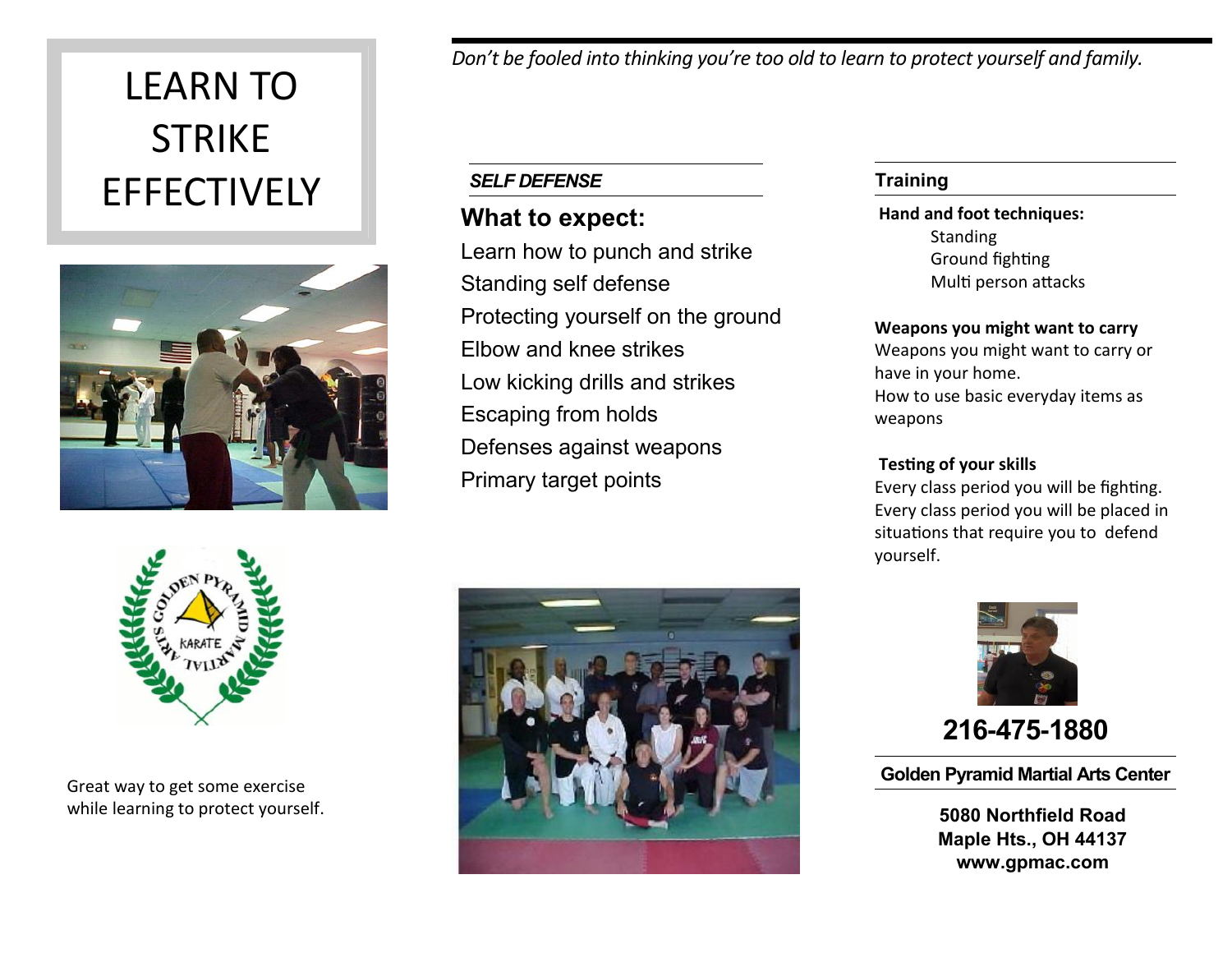# LEARN TO STRIKE EFFECTIVELY

Great way to get some exercise while learning to protect yourself.

*Don't be fooled into thinking you're too old to learn to protect yourself and family.*

## *SELF DEFENSE*

### What to expect:

Learn how to punch and strike
Standing self defense
Protecting yourself on the ground
Elbow and knee strikes
Low kicking drills and strikes
Escaping from holds
Defenses against weapons
Primary target points

## Training

**Hand and foot techniques:**

Standing
Ground fighting
Multi person attacks

**Weapons you might want to carry**

Weapons you might want to carry or have in your home.
How to use basic everyday items as weapons

**Testing of your skills**

Every class period you will be fighting.
Every class period you will be placed in situations that require you to defend yourself.

**216-475-1880**

**Golden Pyramid Martial Arts Center**

**5080 Northfield Road**
**Maple Hts., OH 44137**
**www.gpmac.com**